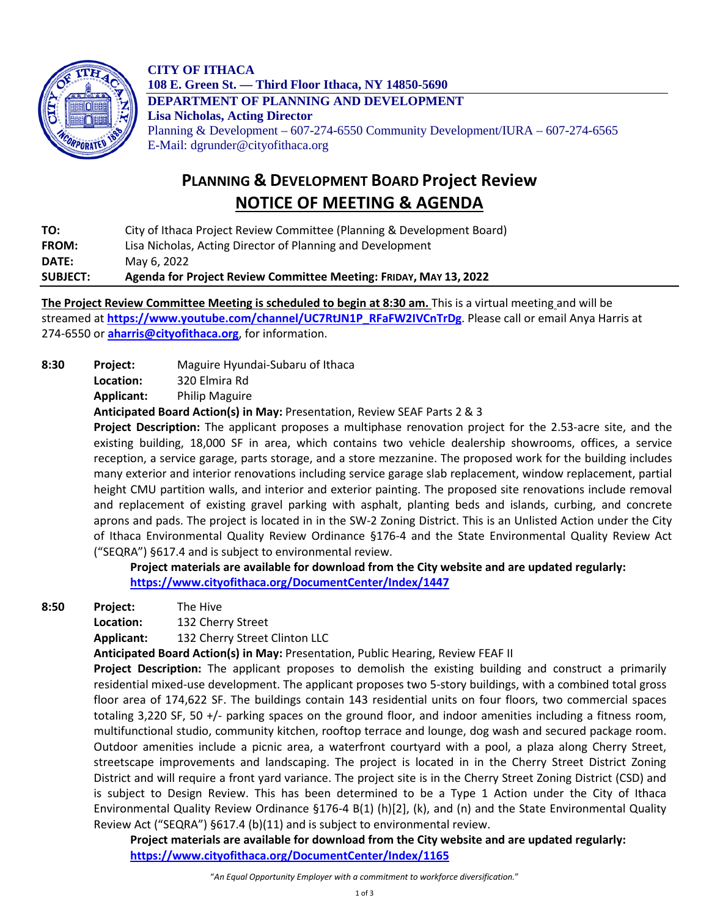**CITY OF ITHACA**
**108 E. Green St. — Third Floor Ithaca, NY 14850-5690**
**DEPARTMENT OF PLANNING AND DEVELOPMENT**
**Lisa Nicholas, Acting Director**
Planning & Development – 607-274-6550 Community Development/IURA – 607-274-6565
E-Mail: dgrunder@cityofithaca.org

# PLANNING & DEVELOPMENT BOARD Project Review
# NOTICE OF MEETING & AGENDA

**TO:** City of Ithaca Project Review Committee (Planning & Development Board)
**FROM:** Lisa Nicholas, Acting Director of Planning and Development
**DATE:** May 6, 2022
**SUBJECT:** **Agenda for Project Review Committee Meeting: FRIDAY, MAY 13, 2022**

**The Project Review Committee Meeting is scheduled to begin at 8:30 am.** This is a virtual meeting and will be streamed at **https://www.youtube.com/channel/UC7RtJN1P_RFaFW2IVCnTrDg**. Please call or email Anya Harris at 274-6550 or **aharris@cityofithaca.org**, for information.

**8:30** **Project:** Maguire Hyundai-Subaru of Ithaca
**Location:** 320 Elmira Rd
**Applicant:** Philip Maguire
**Anticipated Board Action(s) in May:** Presentation, Review SEAF Parts 2 & 3
**Project Description:** The applicant proposes a multiphase renovation project for the 2.53-acre site, and the existing building, 18,000 SF in area, which contains two vehicle dealership showrooms, offices, a service reception, a service garage, parts storage, and a store mezzanine. The proposed work for the building includes many exterior and interior renovations including service garage slab replacement, window replacement, partial height CMU partition walls, and interior and exterior painting. The proposed site renovations include removal and replacement of existing gravel parking with asphalt, planting beds and islands, curbing, and concrete aprons and pads. The project is located in in the SW-2 Zoning District. This is an Unlisted Action under the City of Ithaca Environmental Quality Review Ordinance §176-4 and the State Environmental Quality Review Act ("SEQRA") §617.4 and is subject to environmental review.
**Project materials are available for download from the City website and are updated regularly: https://www.cityofithaca.org/DocumentCenter/Index/1447**

**8:50** **Project:** The Hive
**Location:** 132 Cherry Street
**Applicant:** 132 Cherry Street Clinton LLC
**Anticipated Board Action(s) in May:** Presentation, Public Hearing, Review FEAF II
**Project Description:** The applicant proposes to demolish the existing building and construct a primarily residential mixed-use development. The applicant proposes two 5-story buildings, with a combined total gross floor area of 174,622 SF. The buildings contain 143 residential units on four floors, two commercial spaces totaling 3,220 SF, 50 +/- parking spaces on the ground floor, and indoor amenities including a fitness room, multifunctional studio, community kitchen, rooftop terrace and lounge, dog wash and secured package room. Outdoor amenities include a picnic area, a waterfront courtyard with a pool, a plaza along Cherry Street, streetscape improvements and landscaping. The project is located in in the Cherry Street District Zoning District and will require a front yard variance. The project site is in the Cherry Street Zoning District (CSD) and is subject to Design Review. This has been determined to be a Type 1 Action under the City of Ithaca Environmental Quality Review Ordinance §176-4 B(1) (h)[2], (k), and (n) and the State Environmental Quality Review Act ("SEQRA") §617.4 (b)(11) and is subject to environmental review.
**Project materials are available for download from the City website and are updated regularly: https://www.cityofithaca.org/DocumentCenter/Index/1165**

*"An Equal Opportunity Employer with a commitment to workforce diversification."*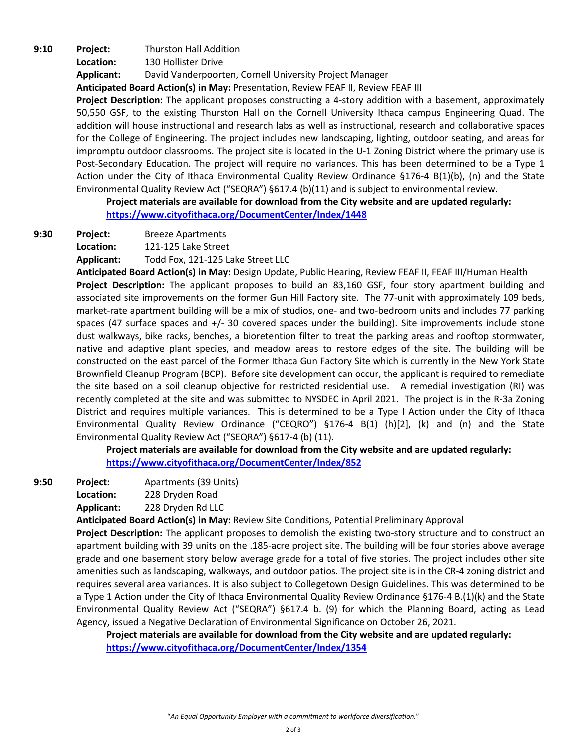**9:10** **Project:** Thurston Hall Addition
**Location:** 130 Hollister Drive
**Applicant:** David Vanderpoorten, Cornell University Project Manager
**Anticipated Board Action(s) in May:** Presentation, Review FEAF II, Review FEAF III
**Project Description:** The applicant proposes constructing a 4-story addition with a basement, approximately 50,550 GSF, to the existing Thurston Hall on the Cornell University Ithaca campus Engineering Quad. The addition will house instructional and research labs as well as instructional, research and collaborative spaces for the College of Engineering. The project includes new landscaping, lighting, outdoor seating, and areas for impromptu outdoor classrooms. The project site is located in the U-1 Zoning District where the primary use is Post-Secondary Education. The project will require no variances. This has been determined to be a Type 1 Action under the City of Ithaca Environmental Quality Review Ordinance §176-4 B(1)(b), (n) and the State Environmental Quality Review Act ("SEQRA") §617.4 (b)(11) and is subject to environmental review.

**Project materials are available for download from the City website and are updated regularly:** **https://www.cityofithaca.org/DocumentCenter/Index/1448**

**9:30** **Project:** Breeze Apartments
**Location:** 121-125 Lake Street
**Applicant:** Todd Fox, 121-125 Lake Street LLC
**Anticipated Board Action(s) in May:** Design Update, Public Hearing, Review FEAF II, FEAF III/Human Health
**Project Description:** The applicant proposes to build an 83,160 GSF, four story apartment building and associated site improvements on the former Gun Hill Factory site. The 77-unit with approximately 109 beds, market-rate apartment building will be a mix of studios, one- and two-bedroom units and includes 77 parking spaces (47 surface spaces and +/- 30 covered spaces under the building). Site improvements include stone dust walkways, bike racks, benches, a bioretention filter to treat the parking areas and rooftop stormwater, native and adaptive plant species, and meadow areas to restore edges of the site. The building will be constructed on the east parcel of the Former Ithaca Gun Factory Site which is currently in the New York State Brownfield Cleanup Program (BCP). Before site development can occur, the applicant is required to remediate the site based on a soil cleanup objective for restricted residential use. A remedial investigation (RI) was recently completed at the site and was submitted to NYSDEC in April 2021. The project is in the R-3a Zoning District and requires multiple variances. This is determined to be a Type I Action under the City of Ithaca Environmental Quality Review Ordinance ("CEQRO") §176-4 B(1) (h)[2], (k) and (n) and the State Environmental Quality Review Act ("SEQRA") §617-4 (b) (11).

**Project materials are available for download from the City website and are updated regularly:** **https://www.cityofithaca.org/DocumentCenter/Index/852**

**9:50** **Project:** Apartments (39 Units)
**Location:** 228 Dryden Road
**Applicant:** 228 Dryden Rd LLC
**Anticipated Board Action(s) in May:** Review Site Conditions, Potential Preliminary Approval
**Project Description:** The applicant proposes to demolish the existing two-story structure and to construct an apartment building with 39 units on the .185-acre project site. The building will be four stories above average grade and one basement story below average grade for a total of five stories. The project includes other site amenities such as landscaping, walkways, and outdoor patios. The project site is in the CR-4 zoning district and requires several area variances. It is also subject to Collegetown Design Guidelines. This was determined to be a Type 1 Action under the City of Ithaca Environmental Quality Review Ordinance §176-4 B.(1)(k) and the State Environmental Quality Review Act ("SEQRA") §617.4 b. (9) for which the Planning Board, acting as Lead Agency, issued a Negative Declaration of Environmental Significance on October 26, 2021.

**Project materials are available for download from the City website and are updated regularly:** **https://www.cityofithaca.org/DocumentCenter/Index/1354**

"*An Equal Opportunity Employer with a commitment to workforce diversification.*"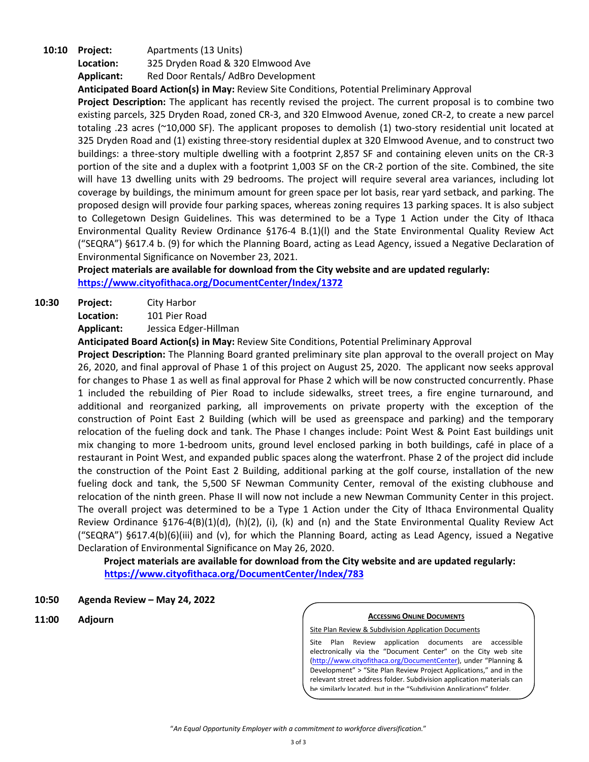**10:10** **Project:** Apartments (13 Units)
**Location:** 325 Dryden Road & 320 Elmwood Ave
**Applicant:** Red Door Rentals/ AdBro Development
**Anticipated Board Action(s) in May:** Review Site Conditions, Potential Preliminary Approval
**Project Description:** The applicant has recently revised the project. The current proposal is to combine two existing parcels, 325 Dryden Road, zoned CR-3, and 320 Elmwood Avenue, zoned CR-2, to create a new parcel totaling .23 acres (~10,000 SF). The applicant proposes to demolish (1) two-story residential unit located at 325 Dryden Road and (1) existing three-story residential duplex at 320 Elmwood Avenue, and to construct two buildings: a three-story multiple dwelling with a footprint 2,857 SF and containing eleven units on the CR-3 portion of the site and a duplex with a footprint 1,003 SF on the CR-2 portion of the site. Combined, the site will have 13 dwelling units with 29 bedrooms. The project will require several area variances, including lot coverage by buildings, the minimum amount for green space per lot basis, rear yard setback, and parking. The proposed design will provide four parking spaces, whereas zoning requires 13 parking spaces. It is also subject to Collegetown Design Guidelines. This was determined to be a Type 1 Action under the City of Ithaca Environmental Quality Review Ordinance §176-4 B.(1)(l) and the State Environmental Quality Review Act ("SEQRA") §617.4 b. (9) for which the Planning Board, acting as Lead Agency, issued a Negative Declaration of Environmental Significance on November 23, 2021.
**Project materials are available for download from the City website and are updated regularly:**
**https://www.cityofithaca.org/DocumentCenter/Index/1372**

**10:30** **Project:** City Harbor
**Location:** 101 Pier Road
**Applicant:** Jessica Edger-Hillman
**Anticipated Board Action(s) in May:** Review Site Conditions, Potential Preliminary Approval
**Project Description:** The Planning Board granted preliminary site plan approval to the overall project on May 26, 2020, and final approval of Phase 1 of this project on August 25, 2020. The applicant now seeks approval for changes to Phase 1 as well as final approval for Phase 2 which will be now constructed concurrently. Phase 1 included the rebuilding of Pier Road to include sidewalks, street trees, a fire engine turnaround, and additional and reorganized parking, all improvements on private property with the exception of the construction of Point East 2 Building (which will be used as greenspace and parking) and the temporary relocation of the fueling dock and tank. The Phase I changes include: Point West & Point East buildings unit mix changing to more 1-bedroom units, ground level enclosed parking in both buildings, café in place of a restaurant in Point West, and expanded public spaces along the waterfront. Phase 2 of the project did include the construction of the Point East 2 Building, additional parking at the golf course, installation of the new fueling dock and tank, the 5,500 SF Newman Community Center, removal of the existing clubhouse and relocation of the ninth green. Phase II will now not include a new Newman Community Center in this project. The overall project was determined to be a Type 1 Action under the City of Ithaca Environmental Quality Review Ordinance §176-4(B)(1)(d), (h)(2), (i), (k) and (n) and the State Environmental Quality Review Act ("SEQRA") §617.4(b)(6)(iii) and (v), for which the Planning Board, acting as Lead Agency, issued a Negative Declaration of Environmental Significance on May 26, 2020.
**Project materials are available for download from the City website and are updated regularly:**
**https://www.cityofithaca.org/DocumentCenter/Index/783**

**10:50** **Agenda Review – May 24, 2022**

**11:00** **Adjourn**

**ACCESSING ONLINE DOCUMENTS**

Site Plan Review & Subdivision Application Documents

Site Plan Review application documents are accessible electronically via the "Document Center" on the City web site (http://www.cityofithaca.org/DocumentCenter), under "Planning & Development" > "Site Plan Review Project Applications," and in the relevant street address folder. Subdivision application materials can be similarly located, but in the "Subdivision Applications" folder.

*"An Equal Opportunity Employer with a commitment to workforce diversification."*